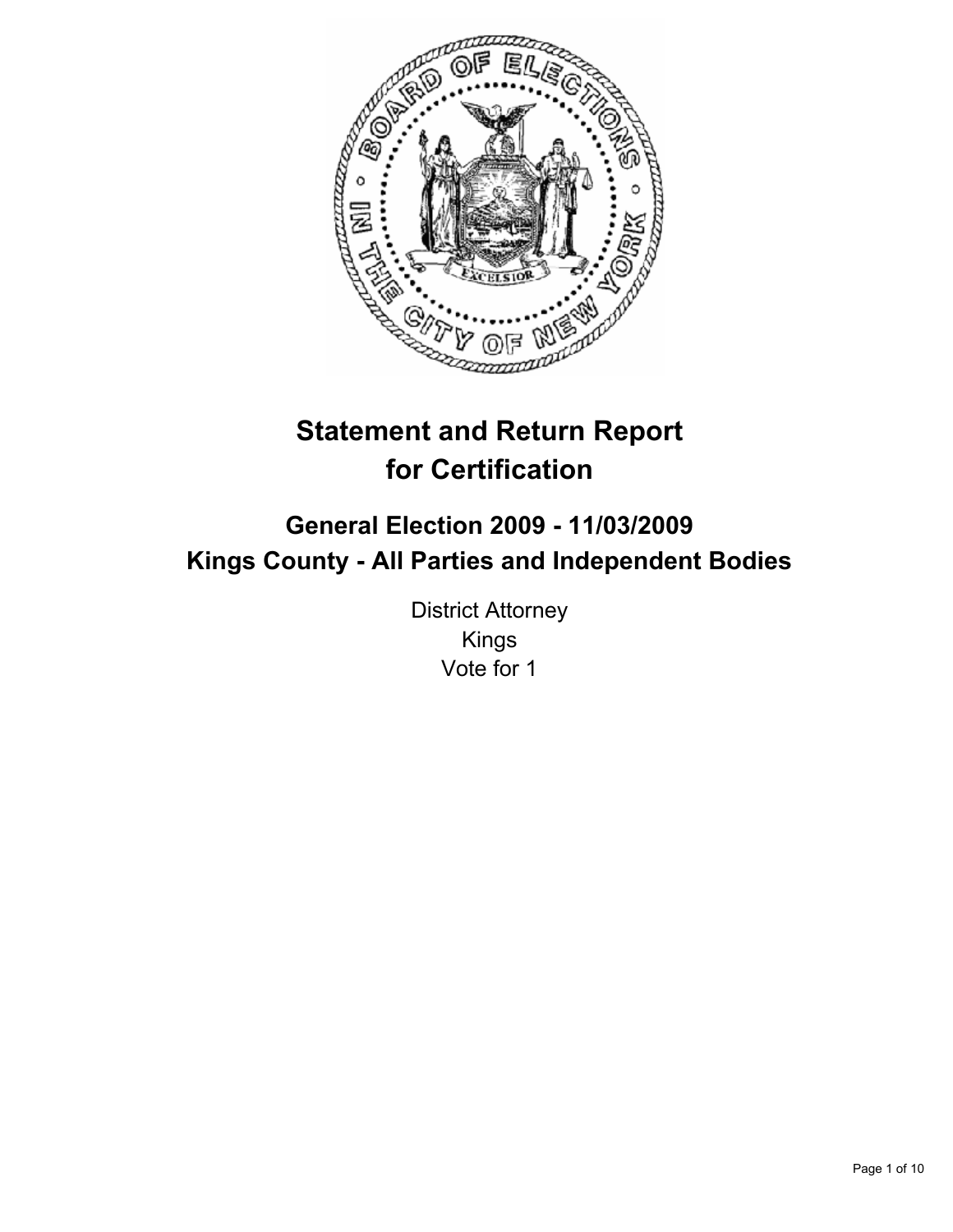# Statement and Return Report for Certification

## General Election 2009 - 11/03/2009
## Kings County - All Parties and Independent Bodies

District Attorney
Kings
Vote for 1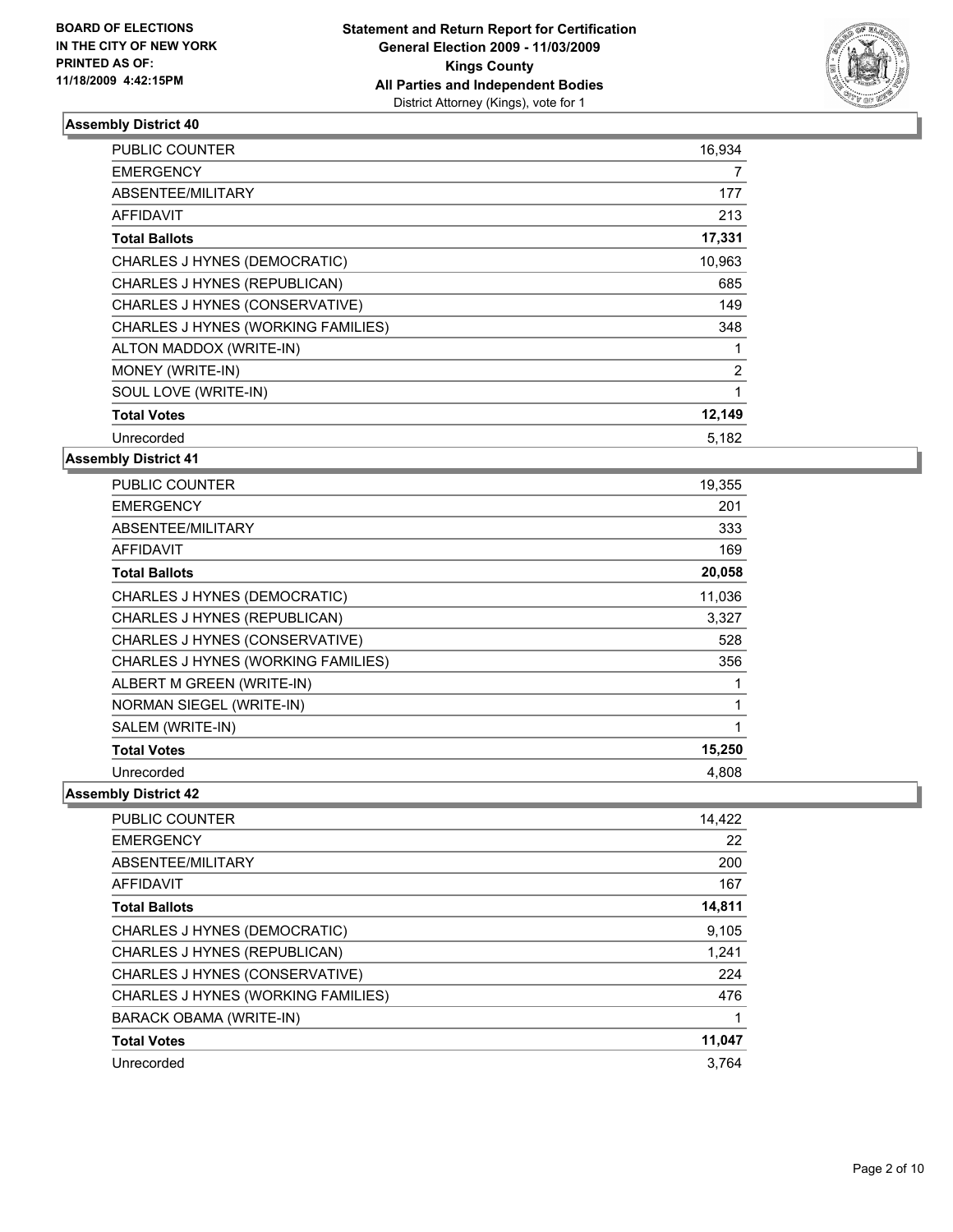**BOARD OF ELECTIONS IN THE CITY OF NEW YORK PRINTED AS OF: 11/18/2009 4:42:15PM**

**Statement and Return Report for Certification General Election 2009 - 11/03/2009 Kings County All Parties and Independent Bodies**
District Attorney (Kings), vote for 1

### Assembly District 40

| | |
|---|---|
| PUBLIC COUNTER | 16,934 |
| EMERGENCY | 7 |
| ABSENTEE/MILITARY | 177 |
| AFFIDAVIT | 213 |
| **Total Ballots** | **17,331** |
| CHARLES J HYNES (DEMOCRATIC) | 10,963 |
| CHARLES J HYNES (REPUBLICAN) | 685 |
| CHARLES J HYNES (CONSERVATIVE) | 149 |
| CHARLES J HYNES (WORKING FAMILIES) | 348 |
| ALTON MADDOX (WRITE-IN) | 1 |
| MONEY (WRITE-IN) | 2 |
| SOUL LOVE (WRITE-IN) | 1 |
| **Total Votes** | **12,149** |
| Unrecorded | 5,182 |

### Assembly District 41

| | |
|---|---|
| PUBLIC COUNTER | 19,355 |
| EMERGENCY | 201 |
| ABSENTEE/MILITARY | 333 |
| AFFIDAVIT | 169 |
| **Total Ballots** | **20,058** |
| CHARLES J HYNES (DEMOCRATIC) | 11,036 |
| CHARLES J HYNES (REPUBLICAN) | 3,327 |
| CHARLES J HYNES (CONSERVATIVE) | 528 |
| CHARLES J HYNES (WORKING FAMILIES) | 356 |
| ALBERT M GREEN (WRITE-IN) | 1 |
| NORMAN SIEGEL (WRITE-IN) | 1 |
| SALEM (WRITE-IN) | 1 |
| **Total Votes** | **15,250** |
| Unrecorded | 4,808 |

### Assembly District 42

| | |
|---|---|
| PUBLIC COUNTER | 14,422 |
| EMERGENCY | 22 |
| ABSENTEE/MILITARY | 200 |
| AFFIDAVIT | 167 |
| **Total Ballots** | **14,811** |
| CHARLES J HYNES (DEMOCRATIC) | 9,105 |
| CHARLES J HYNES (REPUBLICAN) | 1,241 |
| CHARLES J HYNES (CONSERVATIVE) | 224 |
| CHARLES J HYNES (WORKING FAMILIES) | 476 |
| BARACK OBAMA (WRITE-IN) | 1 |
| **Total Votes** | **11,047** |
| Unrecorded | 3,764 |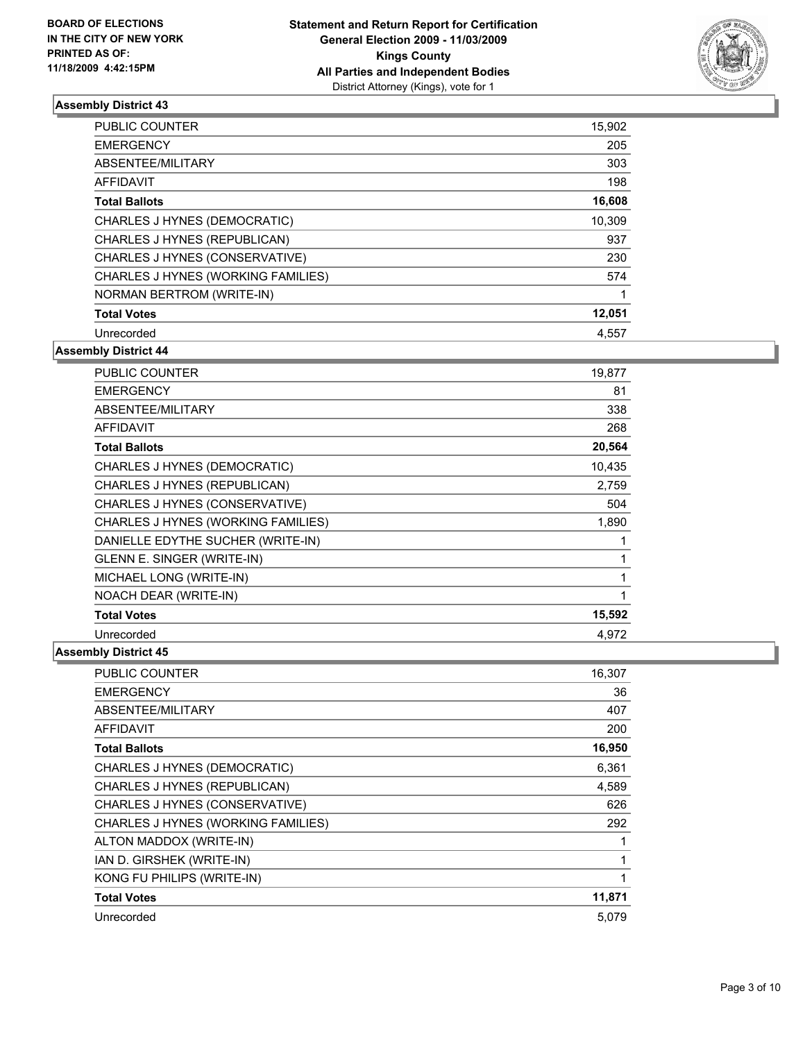**BOARD OF ELECTIONS IN THE CITY OF NEW YORK PRINTED AS OF: 11/18/2009 4:42:15PM**

**Statement and Return Report for Certification**
**General Election 2009 - 11/03/2009**
**Kings County**
**All Parties and Independent Bodies**
District Attorney (Kings), vote for 1

### Assembly District 43

| | |
|---|---|
| PUBLIC COUNTER | 15,902 |
| EMERGENCY | 205 |
| ABSENTEE/MILITARY | 303 |
| AFFIDAVIT | 198 |
| **Total Ballots** | **16,608** |
| CHARLES J HYNES (DEMOCRATIC) | 10,309 |
| CHARLES J HYNES (REPUBLICAN) | 937 |
| CHARLES J HYNES (CONSERVATIVE) | 230 |
| CHARLES J HYNES (WORKING FAMILIES) | 574 |
| NORMAN BERTROM (WRITE-IN) | 1 |
| **Total Votes** | **12,051** |
| Unrecorded | 4,557 |

### Assembly District 44

| | |
|---|---|
| PUBLIC COUNTER | 19,877 |
| EMERGENCY | 81 |
| ABSENTEE/MILITARY | 338 |
| AFFIDAVIT | 268 |
| **Total Ballots** | **20,564** |
| CHARLES J HYNES (DEMOCRATIC) | 10,435 |
| CHARLES J HYNES (REPUBLICAN) | 2,759 |
| CHARLES J HYNES (CONSERVATIVE) | 504 |
| CHARLES J HYNES (WORKING FAMILIES) | 1,890 |
| DANIELLE EDYTHE SUCHER (WRITE-IN) | 1 |
| GLENN E. SINGER (WRITE-IN) | 1 |
| MICHAEL LONG (WRITE-IN) | 1 |
| NOACH DEAR (WRITE-IN) | 1 |
| **Total Votes** | **15,592** |
| Unrecorded | 4,972 |

### Assembly District 45

| | |
|---|---|
| PUBLIC COUNTER | 16,307 |
| EMERGENCY | 36 |
| ABSENTEE/MILITARY | 407 |
| AFFIDAVIT | 200 |
| **Total Ballots** | **16,950** |
| CHARLES J HYNES (DEMOCRATIC) | 6,361 |
| CHARLES J HYNES (REPUBLICAN) | 4,589 |
| CHARLES J HYNES (CONSERVATIVE) | 626 |
| CHARLES J HYNES (WORKING FAMILIES) | 292 |
| ALTON MADDOX (WRITE-IN) | 1 |
| IAN D. GIRSHEK (WRITE-IN) | 1 |
| KONG FU PHILIPS (WRITE-IN) | 1 |
| **Total Votes** | **11,871** |
| Unrecorded | 5,079 |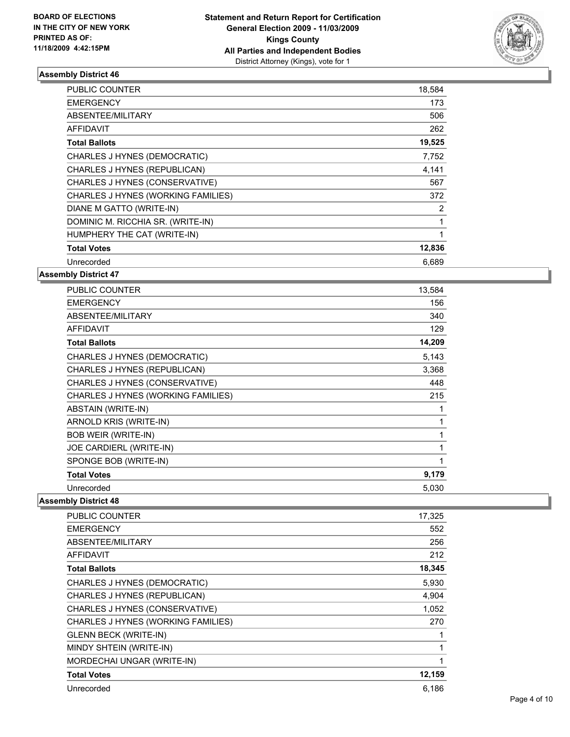BOARD OF ELECTIONS
IN THE CITY OF NEW YORK
PRINTED AS OF:
11/18/2009 4:42:15PM

**Statement and Return Report for Certification**
**General Election 2009 - 11/03/2009**
**Kings County**
**All Parties and Independent Bodies**
District Attorney (Kings), vote for 1

### Assembly District 46

| | |
|---|---|
| PUBLIC COUNTER | 18,584 |
| EMERGENCY | 173 |
| ABSENTEE/MILITARY | 506 |
| AFFIDAVIT | 262 |
| **Total Ballots** | **19,525** |
| CHARLES J HYNES (DEMOCRATIC) | 7,752 |
| CHARLES J HYNES (REPUBLICAN) | 4,141 |
| CHARLES J HYNES (CONSERVATIVE) | 567 |
| CHARLES J HYNES (WORKING FAMILIES) | 372 |
| DIANE M GATTO (WRITE-IN) | 2 |
| DOMINIC M. RICCHIA SR. (WRITE-IN) | 1 |
| HUMPHERY THE CAT (WRITE-IN) | 1 |
| **Total Votes** | **12,836** |
| Unrecorded | 6,689 |

### Assembly District 47

| | |
|---|---|
| PUBLIC COUNTER | 13,584 |
| EMERGENCY | 156 |
| ABSENTEE/MILITARY | 340 |
| AFFIDAVIT | 129 |
| **Total Ballots** | **14,209** |
| CHARLES J HYNES (DEMOCRATIC) | 5,143 |
| CHARLES J HYNES (REPUBLICAN) | 3,368 |
| CHARLES J HYNES (CONSERVATIVE) | 448 |
| CHARLES J HYNES (WORKING FAMILIES) | 215 |
| ABSTAIN (WRITE-IN) | 1 |
| ARNOLD KRIS (WRITE-IN) | 1 |
| BOB WEIR (WRITE-IN) | 1 |
| JOE CARDIERL (WRITE-IN) | 1 |
| SPONGE BOB (WRITE-IN) | 1 |
| **Total Votes** | **9,179** |
| Unrecorded | 5,030 |

### Assembly District 48

| | |
|---|---|
| PUBLIC COUNTER | 17,325 |
| EMERGENCY | 552 |
| ABSENTEE/MILITARY | 256 |
| AFFIDAVIT | 212 |
| **Total Ballots** | **18,345** |
| CHARLES J HYNES (DEMOCRATIC) | 5,930 |
| CHARLES J HYNES (REPUBLICAN) | 4,904 |
| CHARLES J HYNES (CONSERVATIVE) | 1,052 |
| CHARLES J HYNES (WORKING FAMILIES) | 270 |
| GLENN BECK (WRITE-IN) | 1 |
| MINDY SHTEIN (WRITE-IN) | 1 |
| MORDECHAI UNGAR (WRITE-IN) | 1 |
| **Total Votes** | **12,159** |
| Unrecorded | 6,186 |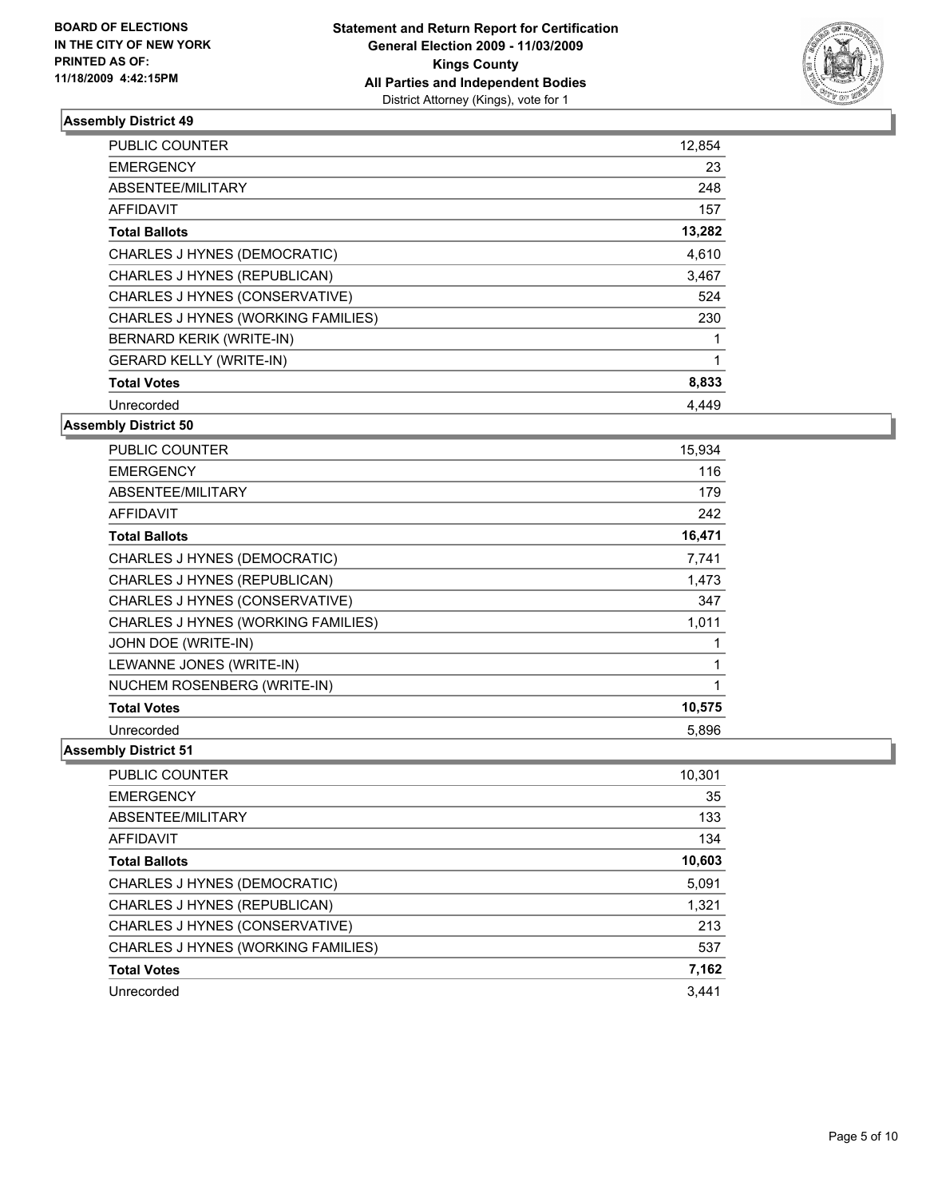**BOARD OF ELECTIONS IN THE CITY OF NEW YORK PRINTED AS OF: 11/18/2009 4:42:15PM**

**Statement and Return Report for Certification**
**General Election 2009 - 11/03/2009**
**Kings County**
**All Parties and Independent Bodies**
District Attorney (Kings), vote for 1

## Assembly District 49

| | |
|---|---|
| PUBLIC COUNTER | 12,854 |
| EMERGENCY | 23 |
| ABSENTEE/MILITARY | 248 |
| AFFIDAVIT | 157 |
| **Total Ballots** | **13,282** |
| CHARLES J HYNES (DEMOCRATIC) | 4,610 |
| CHARLES J HYNES (REPUBLICAN) | 3,467 |
| CHARLES J HYNES (CONSERVATIVE) | 524 |
| CHARLES J HYNES (WORKING FAMILIES) | 230 |
| BERNARD KERIK (WRITE-IN) | 1 |
| GERARD KELLY (WRITE-IN) | 1 |
| **Total Votes** | **8,833** |
| Unrecorded | 4,449 |

## Assembly District 50

| | |
|---|---|
| PUBLIC COUNTER | 15,934 |
| EMERGENCY | 116 |
| ABSENTEE/MILITARY | 179 |
| AFFIDAVIT | 242 |
| **Total Ballots** | **16,471** |
| CHARLES J HYNES (DEMOCRATIC) | 7,741 |
| CHARLES J HYNES (REPUBLICAN) | 1,473 |
| CHARLES J HYNES (CONSERVATIVE) | 347 |
| CHARLES J HYNES (WORKING FAMILIES) | 1,011 |
| JOHN DOE (WRITE-IN) | 1 |
| LEWANNE JONES (WRITE-IN) | 1 |
| NUCHEM ROSENBERG (WRITE-IN) | 1 |
| **Total Votes** | **10,575** |
| Unrecorded | 5,896 |

## Assembly District 51

| | |
|---|---|
| PUBLIC COUNTER | 10,301 |
| EMERGENCY | 35 |
| ABSENTEE/MILITARY | 133 |
| AFFIDAVIT | 134 |
| **Total Ballots** | **10,603** |
| CHARLES J HYNES (DEMOCRATIC) | 5,091 |
| CHARLES J HYNES (REPUBLICAN) | 1,321 |
| CHARLES J HYNES (CONSERVATIVE) | 213 |
| CHARLES J HYNES (WORKING FAMILIES) | 537 |
| **Total Votes** | **7,162** |
| Unrecorded | 3,441 |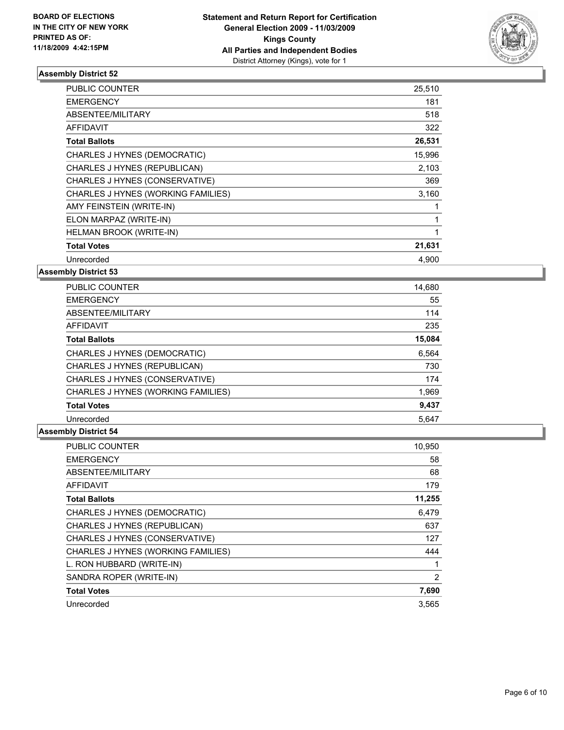BOARD OF ELECTIONS
IN THE CITY OF NEW YORK
PRINTED AS OF:
11/18/2009 4:42:15PM

**Statement and Return Report for Certification**
**General Election 2009 - 11/03/2009**
**Kings County**
**All Parties and Independent Bodies**
District Attorney (Kings), vote for 1

### Assembly District 52

| | |
|---|---|
| PUBLIC COUNTER | 25,510 |
| EMERGENCY | 181 |
| ABSENTEE/MILITARY | 518 |
| AFFIDAVIT | 322 |
| **Total Ballots** | **26,531** |
| CHARLES J HYNES (DEMOCRATIC) | 15,996 |
| CHARLES J HYNES (REPUBLICAN) | 2,103 |
| CHARLES J HYNES (CONSERVATIVE) | 369 |
| CHARLES J HYNES (WORKING FAMILIES) | 3,160 |
| AMY FEINSTEIN (WRITE-IN) | 1 |
| ELON MARPAZ (WRITE-IN) | 1 |
| HELMAN BROOK (WRITE-IN) | 1 |
| **Total Votes** | **21,631** |
| Unrecorded | 4,900 |

### Assembly District 53

| | |
|---|---|
| PUBLIC COUNTER | 14,680 |
| EMERGENCY | 55 |
| ABSENTEE/MILITARY | 114 |
| AFFIDAVIT | 235 |
| **Total Ballots** | **15,084** |
| CHARLES J HYNES (DEMOCRATIC) | 6,564 |
| CHARLES J HYNES (REPUBLICAN) | 730 |
| CHARLES J HYNES (CONSERVATIVE) | 174 |
| CHARLES J HYNES (WORKING FAMILIES) | 1,969 |
| **Total Votes** | **9,437** |
| Unrecorded | 5,647 |

### Assembly District 54

| | |
|---|---|
| PUBLIC COUNTER | 10,950 |
| EMERGENCY | 58 |
| ABSENTEE/MILITARY | 68 |
| AFFIDAVIT | 179 |
| **Total Ballots** | **11,255** |
| CHARLES J HYNES (DEMOCRATIC) | 6,479 |
| CHARLES J HYNES (REPUBLICAN) | 637 |
| CHARLES J HYNES (CONSERVATIVE) | 127 |
| CHARLES J HYNES (WORKING FAMILIES) | 444 |
| L. RON HUBBARD (WRITE-IN) | 1 |
| SANDRA ROPER (WRITE-IN) | 2 |
| **Total Votes** | **7,690** |
| Unrecorded | 3,565 |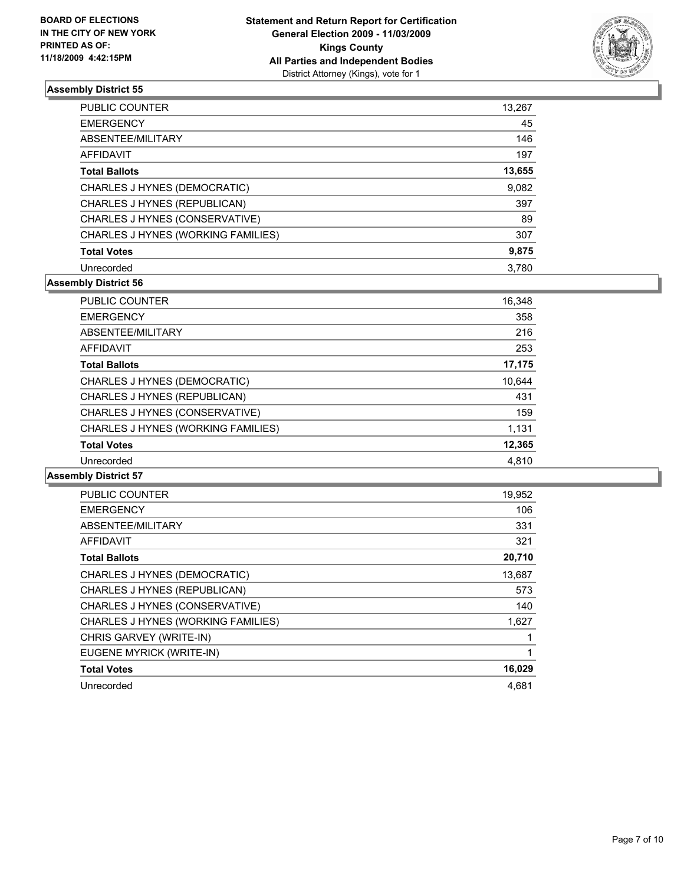BOARD OF ELECTIONS
IN THE CITY OF NEW YORK
PRINTED AS OF:
11/18/2009 4:42:15PM

**Statement and Return Report for Certification**
**General Election 2009 - 11/03/2009**
**Kings County**
**All Parties and Independent Bodies**
District Attorney (Kings), vote for 1

### Assembly District 55

| | |
|---|---|
| PUBLIC COUNTER | 13,267 |
| EMERGENCY | 45 |
| ABSENTEE/MILITARY | 146 |
| AFFIDAVIT | 197 |
| **Total Ballots** | **13,655** |
| CHARLES J HYNES (DEMOCRATIC) | 9,082 |
| CHARLES J HYNES (REPUBLICAN) | 397 |
| CHARLES J HYNES (CONSERVATIVE) | 89 |
| CHARLES J HYNES (WORKING FAMILIES) | 307 |
| **Total Votes** | **9,875** |
| Unrecorded | 3,780 |

### Assembly District 56

| | |
|---|---|
| PUBLIC COUNTER | 16,348 |
| EMERGENCY | 358 |
| ABSENTEE/MILITARY | 216 |
| AFFIDAVIT | 253 |
| **Total Ballots** | **17,175** |
| CHARLES J HYNES (DEMOCRATIC) | 10,644 |
| CHARLES J HYNES (REPUBLICAN) | 431 |
| CHARLES J HYNES (CONSERVATIVE) | 159 |
| CHARLES J HYNES (WORKING FAMILIES) | 1,131 |
| **Total Votes** | **12,365** |
| Unrecorded | 4,810 |

### Assembly District 57

| | |
|---|---|
| PUBLIC COUNTER | 19,952 |
| EMERGENCY | 106 |
| ABSENTEE/MILITARY | 331 |
| AFFIDAVIT | 321 |
| **Total Ballots** | **20,710** |
| CHARLES J HYNES (DEMOCRATIC) | 13,687 |
| CHARLES J HYNES (REPUBLICAN) | 573 |
| CHARLES J HYNES (CONSERVATIVE) | 140 |
| CHARLES J HYNES (WORKING FAMILIES) | 1,627 |
| CHRIS GARVEY (WRITE-IN) | 1 |
| EUGENE MYRICK (WRITE-IN) | 1 |
| **Total Votes** | **16,029** |
| Unrecorded | 4,681 |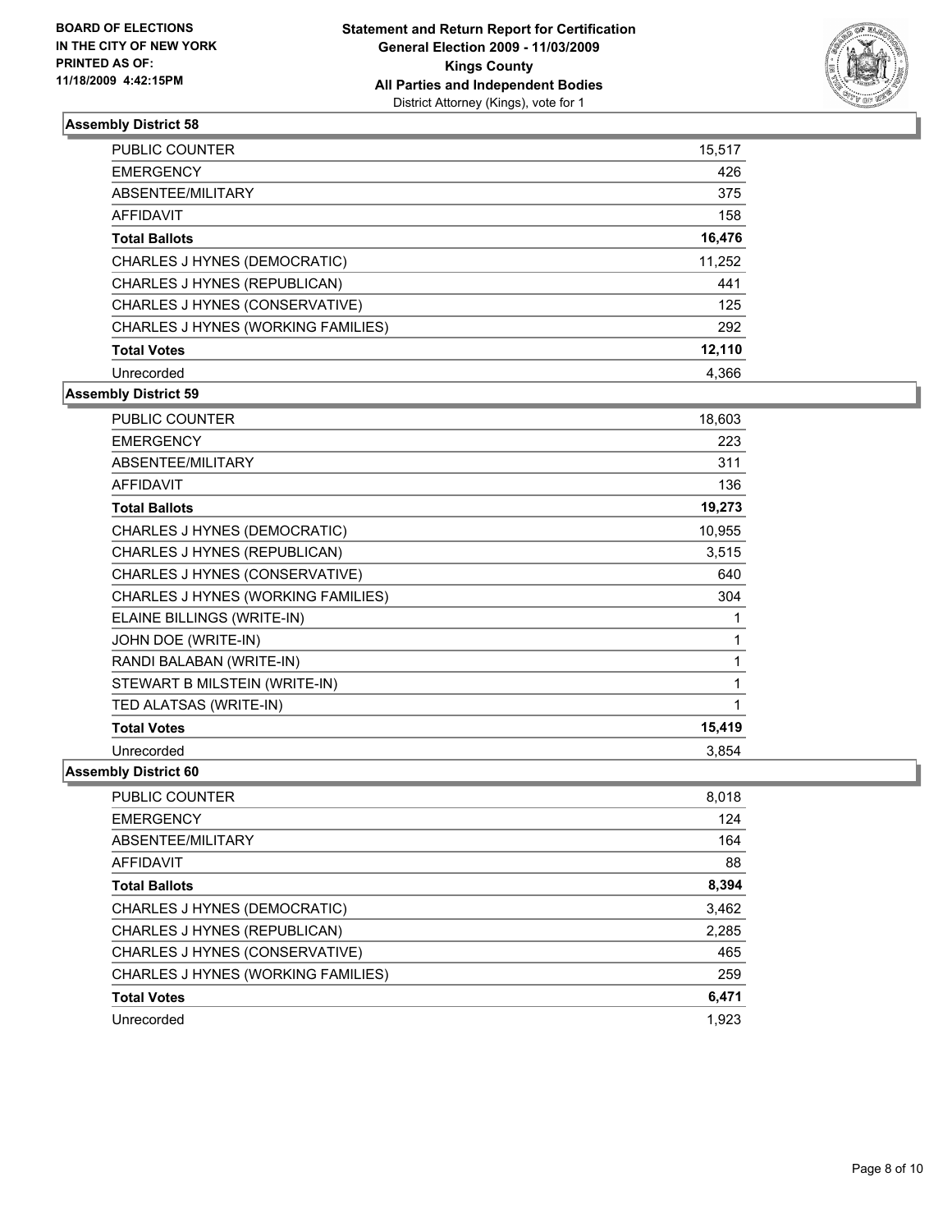**BOARD OF ELECTIONS IN THE CITY OF NEW YORK PRINTED AS OF: 11/18/2009 4:42:15PM**

**Statement and Return Report for Certification**
**General Election 2009 - 11/03/2009**
**Kings County**
**All Parties and Independent Bodies**
District Attorney (Kings), vote for 1

### Assembly District 58

| | |
|---|---|
| PUBLIC COUNTER | 15,517 |
| EMERGENCY | 426 |
| ABSENTEE/MILITARY | 375 |
| AFFIDAVIT | 158 |
| **Total Ballots** | **16,476** |
| CHARLES J HYNES (DEMOCRATIC) | 11,252 |
| CHARLES J HYNES (REPUBLICAN) | 441 |
| CHARLES J HYNES (CONSERVATIVE) | 125 |
| CHARLES J HYNES (WORKING FAMILIES) | 292 |
| **Total Votes** | **12,110** |
| Unrecorded | 4,366 |

### Assembly District 59

| | |
|---|---|
| PUBLIC COUNTER | 18,603 |
| EMERGENCY | 223 |
| ABSENTEE/MILITARY | 311 |
| AFFIDAVIT | 136 |
| **Total Ballots** | **19,273** |
| CHARLES J HYNES (DEMOCRATIC) | 10,955 |
| CHARLES J HYNES (REPUBLICAN) | 3,515 |
| CHARLES J HYNES (CONSERVATIVE) | 640 |
| CHARLES J HYNES (WORKING FAMILIES) | 304 |
| ELAINE BILLINGS (WRITE-IN) | 1 |
| JOHN DOE (WRITE-IN) | 1 |
| RANDI BALABAN (WRITE-IN) | 1 |
| STEWART B MILSTEIN (WRITE-IN) | 1 |
| TED ALATSAS (WRITE-IN) | 1 |
| **Total Votes** | **15,419** |
| Unrecorded | 3,854 |

### Assembly District 60

| | |
|---|---|
| PUBLIC COUNTER | 8,018 |
| EMERGENCY | 124 |
| ABSENTEE/MILITARY | 164 |
| AFFIDAVIT | 88 |
| **Total Ballots** | **8,394** |
| CHARLES J HYNES (DEMOCRATIC) | 3,462 |
| CHARLES J HYNES (REPUBLICAN) | 2,285 |
| CHARLES J HYNES (CONSERVATIVE) | 465 |
| CHARLES J HYNES (WORKING FAMILIES) | 259 |
| **Total Votes** | **6,471** |
| Unrecorded | 1,923 |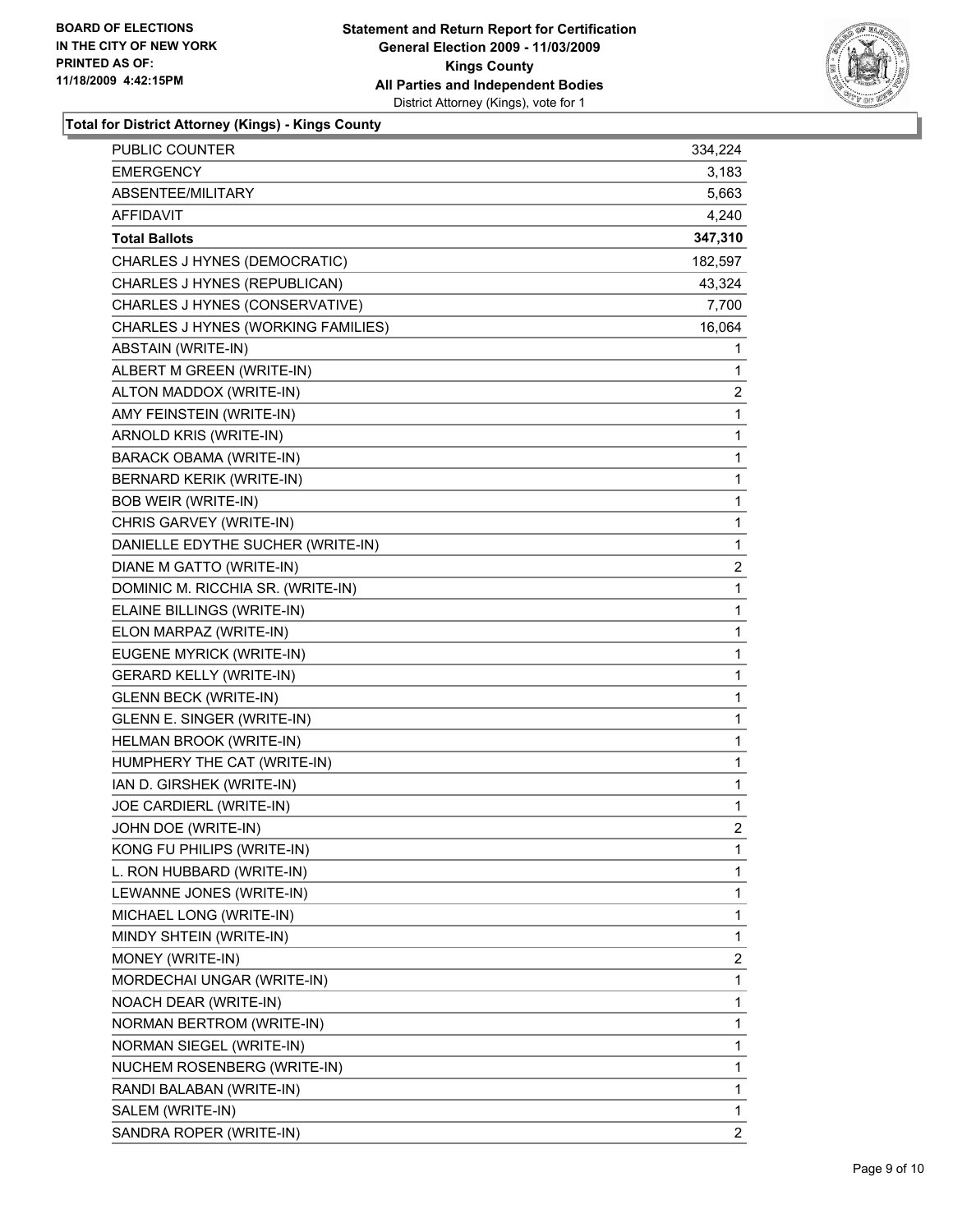BOARD OF ELECTIONS
IN THE CITY OF NEW YORK
PRINTED AS OF:
11/18/2009 4:42:15PM

**Statement and Return Report for Certification**
**General Election 2009 - 11/03/2009**
**Kings County**
**All Parties and Independent Bodies**
District Attorney (Kings), vote for 1

**Total for District Attorney (Kings) - Kings County**

| | |
|---|---|
| PUBLIC COUNTER | 334,224 |
| EMERGENCY | 3,183 |
| ABSENTEE/MILITARY | 5,663 |
| AFFIDAVIT | 4,240 |
| **Total Ballots** | **347,310** |
| CHARLES J HYNES (DEMOCRATIC) | 182,597 |
| CHARLES J HYNES (REPUBLICAN) | 43,324 |
| CHARLES J HYNES (CONSERVATIVE) | 7,700 |
| CHARLES J HYNES (WORKING FAMILIES) | 16,064 |
| ABSTAIN (WRITE-IN) | 1 |
| ALBERT M GREEN (WRITE-IN) | 1 |
| ALTON MADDOX (WRITE-IN) | 2 |
| AMY FEINSTEIN (WRITE-IN) | 1 |
| ARNOLD KRIS (WRITE-IN) | 1 |
| BARACK OBAMA (WRITE-IN) | 1 |
| BERNARD KERIK (WRITE-IN) | 1 |
| BOB WEIR (WRITE-IN) | 1 |
| CHRIS GARVEY (WRITE-IN) | 1 |
| DANIELLE EDYTHE SUCHER (WRITE-IN) | 1 |
| DIANE M GATTO (WRITE-IN) | 2 |
| DOMINIC M. RICCHIA SR. (WRITE-IN) | 1 |
| ELAINE BILLINGS (WRITE-IN) | 1 |
| ELON MARPAZ (WRITE-IN) | 1 |
| EUGENE MYRICK (WRITE-IN) | 1 |
| GERARD KELLY (WRITE-IN) | 1 |
| GLENN BECK (WRITE-IN) | 1 |
| GLENN E. SINGER (WRITE-IN) | 1 |
| HELMAN BROOK (WRITE-IN) | 1 |
| HUMPHERY THE CAT (WRITE-IN) | 1 |
| IAN D. GIRSHEK (WRITE-IN) | 1 |
| JOE CARDIERL (WRITE-IN) | 1 |
| JOHN DOE (WRITE-IN) | 2 |
| KONG FU PHILIPS (WRITE-IN) | 1 |
| L. RON HUBBARD (WRITE-IN) | 1 |
| LEWANNE JONES (WRITE-IN) | 1 |
| MICHAEL LONG (WRITE-IN) | 1 |
| MINDY SHTEIN (WRITE-IN) | 1 |
| MONEY (WRITE-IN) | 2 |
| MORDECHAI UNGAR (WRITE-IN) | 1 |
| NOACH DEAR (WRITE-IN) | 1 |
| NORMAN BERTROM (WRITE-IN) | 1 |
| NORMAN SIEGEL (WRITE-IN) | 1 |
| NUCHEM ROSENBERG (WRITE-IN) | 1 |
| RANDI BALABAN (WRITE-IN) | 1 |
| SALEM (WRITE-IN) | 1 |
| SANDRA ROPER (WRITE-IN) | 2 |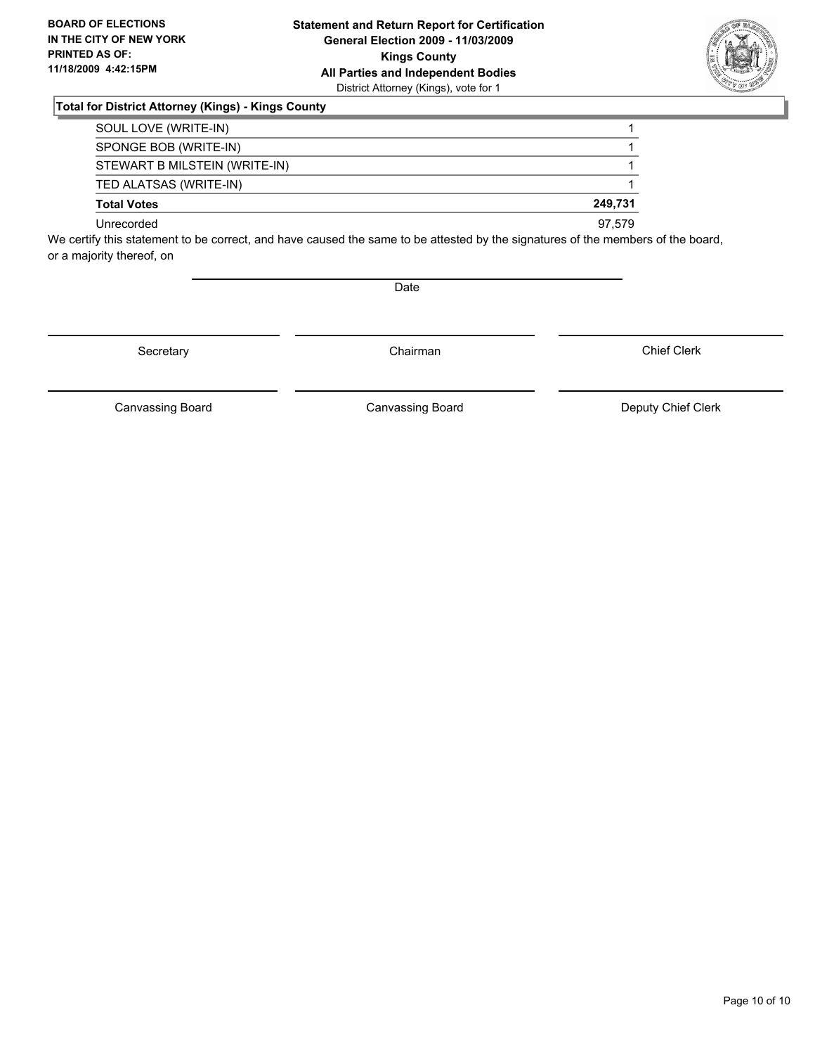**BOARD OF ELECTIONS IN THE CITY OF NEW YORK**
**PRINTED AS OF: 11/18/2009 4:42:15PM**

**Statement and Return Report for Certification**
**General Election 2009 - 11/03/2009**
**Kings County**
**All Parties and Independent Bodies**
District Attorney (Kings), vote for 1

### Total for District Attorney (Kings) - Kings County

| | |
|---|---|
| SOUL LOVE (WRITE-IN) | 1 |
| SPONGE BOB (WRITE-IN) | 1 |
| STEWART B MILSTEIN (WRITE-IN) | 1 |
| TED ALATSAS (WRITE-IN) | 1 |
| **Total Votes** | **249,731** |
| Unrecorded | 97,579 |

We certify this statement to be correct, and have caused the same to be attested by the signatures of the members of the board, or a majority thereof, on

Date

Secretary

Chairman

Chief Clerk

Canvassing Board

Canvassing Board

Deputy Chief Clerk